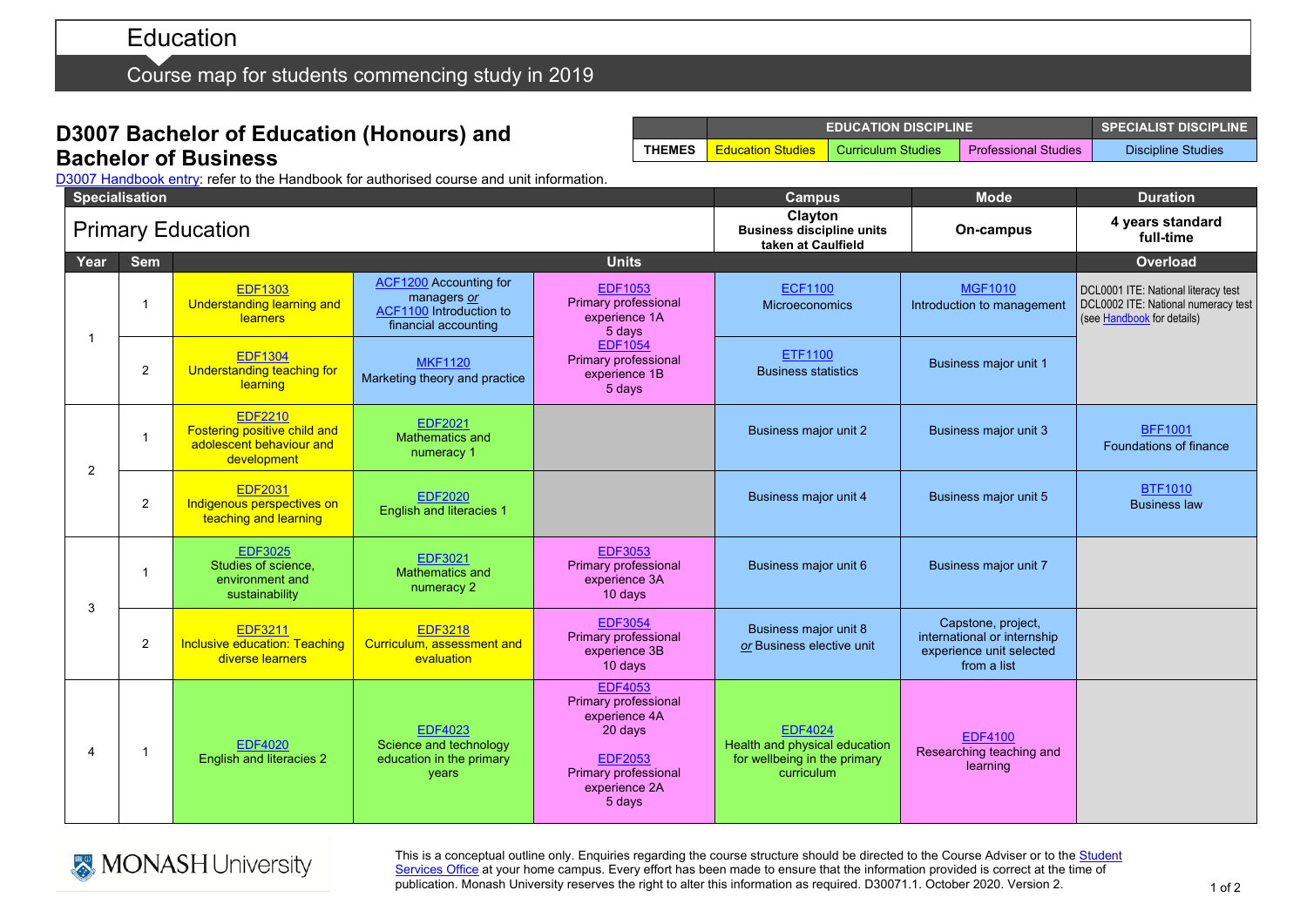# Education

## Course map for students commencing study in 2019

## D3007 Bachelor of Education (Honours) and Bachelor of Business

D3007 Handbook entry: refer to the Handbook for authorised course and unit information.

| | EDUCATION DISCIPLINE | | | SPECIALIST DISCIPLINE |
|---|---|---|---|---|
| THEMES | Education Studies | Curriculum Studies | Professional Studies | Discipline Studies |

| Specialisation | Campus | Mode | Duration |
|---|---|---|---|
| Primary Education | Clayton<br>Business discipline units taken at Caulfield | On-campus | 4 years standard full-time |

| Year | Sem | Units | | | | | Overload |
|---|---|---|---|---|---|---|---|
| 1 | 1 | EDF1303<br>Understanding learning and learners | ACF1200 Accounting for managers *or* ACF1100 Introduction to financial accounting | EDF1053<br>Primary professional experience 1A<br>5 days<br>EDF1054<br>Primary professional experience 1B<br>5 days | ECF1100<br>Microeconomics | MGF1010<br>Introduction to management | DCL0001 ITE: National literacy test<br>DCL0002 ITE: National numeracy test<br>(see Handbook for details) |
| 1 | 2 | EDF1304<br>Understanding teaching for learning | MKF1120<br>Marketing theory and practice | | ETF1100<br>Business statistics | Business major unit 1 | |
| 2 | 1 | EDF2210<br>Fostering positive child and adolescent behaviour and development | EDF2021<br>Mathematics and numeracy 1 | | Business major unit 2 | Business major unit 3 | BFF1001<br>Foundations of finance |
| 2 | 2 | EDF2031<br>Indigenous perspectives on teaching and learning | EDF2020<br>English and literacies 1 | | Business major unit 4 | Business major unit 5 | BTF1010<br>Business law |
| 3 | 1 | EDF3025<br>Studies of science, environment and sustainability | EDF3021<br>Mathematics and numeracy 2 | EDF3053<br>Primary professional experience 3A<br>10 days | Business major unit 6 | Business major unit 7 | |
| 3 | 2 | EDF3211<br>Inclusive education: Teaching diverse learners | EDF3218<br>Curriculum, assessment and evaluation | EDF3054<br>Primary professional experience 3B<br>10 days | Business major unit 8<br>*or* Business elective unit | Capstone, project, international or internship experience unit selected from a list | |
| 4 | 1 | EDF4020<br>English and literacies 2 | EDF4023<br>Science and technology education in the primary years | EDF4053<br>Primary professional experience 4A<br>20 days<br>EDF2053<br>Primary professional experience 2A<br>5 days | EDF4024<br>Health and physical education for wellbeing in the primary curriculum | EDF4100<br>Researching teaching and learning | |

MONASH University

This is a conceptual outline only. Enquiries regarding the course structure should be directed to the Course Adviser or to the Student Services Office at your home campus. Every effort has been made to ensure that the information provided is correct at the time of publication. Monash University reserves the right to alter this information as required. D30071.1. October 2020. Version 2.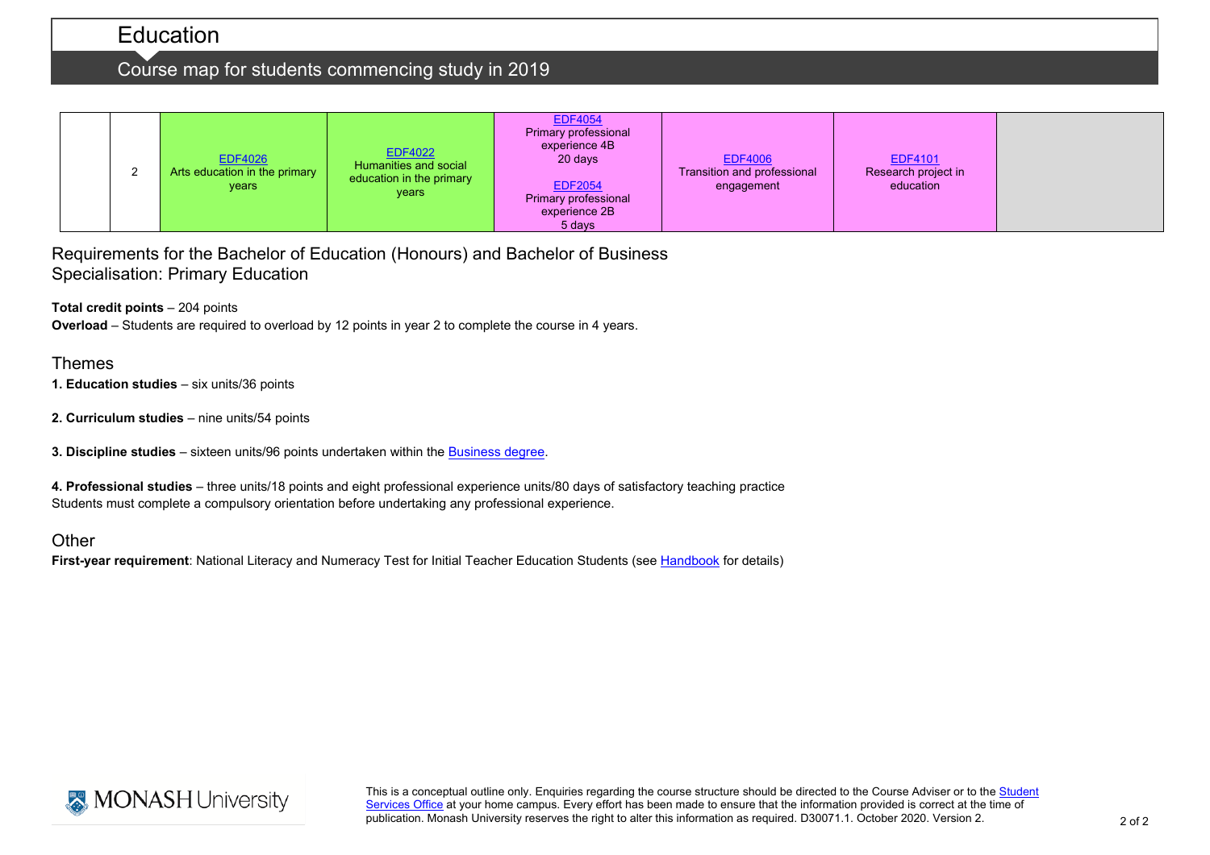# Education

## Course map for students commencing study in 2019

| | | | | | | | |
|---|---|---|---|---|---|---|---|
| | 2 | EDF4026 Arts education in the primary years | EDF4022 Humanities and social education in the primary years | EDF4054 Primary professional experience 4B 20 days<br><br>EDF2054 Primary professional experience 2B 5 days | EDF4006 Transition and professional engagement | EDF4101 Research project in education | |

Requirements for the Bachelor of Education (Honours) and Bachelor of Business
Specialisation: Primary Education

**Total credit points** – 204 points
**Overload** – Students are required to overload by 12 points in year 2 to complete the course in 4 years.

### Themes

**1. Education studies** – six units/36 points

**2. Curriculum studies** – nine units/54 points

**3. Discipline studies** – sixteen units/96 points undertaken within the Business degree.

**4. Professional studies** – three units/18 points and eight professional experience units/80 days of satisfactory teaching practice
Students must complete a compulsory orientation before undertaking any professional experience.

### Other

**First-year requirement**: National Literacy and Numeracy Test for Initial Teacher Education Students (see Handbook for details)

MONASH University

This is a conceptual outline only. Enquiries regarding the course structure should be directed to the Course Adviser or to the Student Services Office at your home campus. Every effort has been made to ensure that the information provided is correct at the time of publication. Monash University reserves the right to alter this information as required. D30071.1. October 2020. Version 2.